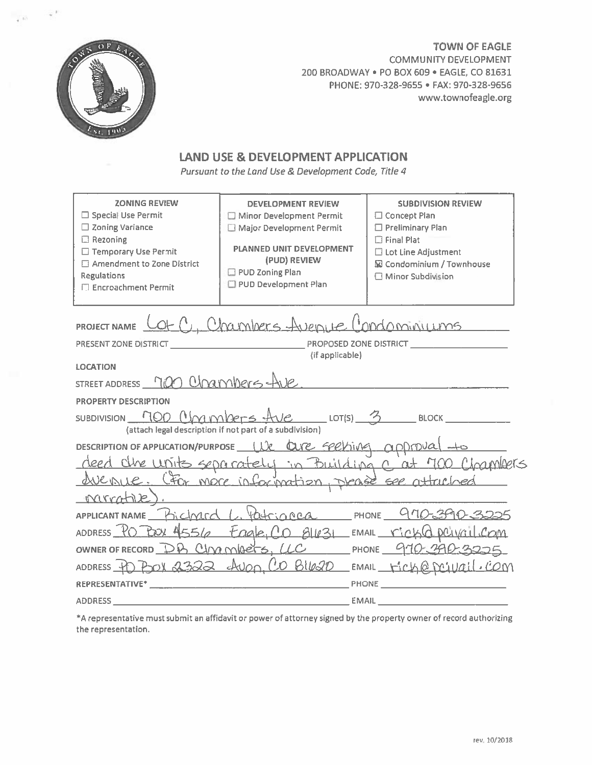TOWN OF EAGLE
COMMUNITY DEVELOPMENT
200 BROADWAY • PO BOX 609 • EAGLE, CO 81631
PHONE: 970-328-9655 • FAX: 970-328-9656
www.townofeagle.org

## LAND USE & DEVELOPMENT APPLICATION

*Pursuant to the Land Use & Development Code, Title 4*

| ZONING REVIEW | DEVELOPMENT REVIEW | SUBDIVISION REVIEW |
|---|---|---|
| ☐ Special Use Permit | ☐ Minor Development Permit | ☐ Concept Plan |
| ☐ Zoning Variance | ☐ Major Development Permit | ☐ Preliminary Plan |
| ☐ Rezoning | **PLANNED UNIT DEVELOPMENT (PUD) REVIEW** | ☐ Final Plat |
| ☐ Temporary Use Permit | ☐ PUD Zoning Plan | ☐ Lot Line Adjustment |
| ☐ Amendment to Zone District Regulations | ☐ PUD Development Plan | ☒ Condominium / Townhouse |
| ☐ Encroachment Permit | | ☐ Minor Subdivision |

**PROJECT NAME** Lot C, Chambers Avenue Condominiums

**PRESENT ZONE DISTRICT** ____________ **PROPOSED ZONE DISTRICT** ____________ (if applicable)

**LOCATION**

**STREET ADDRESS** 700 Chambers Ave.

**PROPERTY DESCRIPTION**

**SUBDIVISION** 700 Chambers Ave **LOT(S)** 3 **BLOCK** ____________
(attach legal description if not part of a subdivision)

**DESCRIPTION OF APPLICATION/PURPOSE** We are seeking approval to deed the units separately in Building C at 700 Chambers Avenue. (For more information, please see attached narrative).

**APPLICANT NAME** Richard L. Patrinoca **PHONE** 970-390-3225

**ADDRESS** PO Box 4556 Eagle, CO 81631 **EMAIL** rick@pcivail.com

**OWNER OF RECORD** DB Chambers, LLC **PHONE** 970-390-3225

**ADDRESS** PO Box 2322 Avon, CO 81620 **EMAIL** rick@pcivail.com

**REPRESENTATIVE*** ____________ **PHONE** ____________

**ADDRESS** ____________ **EMAIL** ____________

*A representative must submit an affidavit or power of attorney signed by the property owner of record authorizing the representation.

rev. 10/2018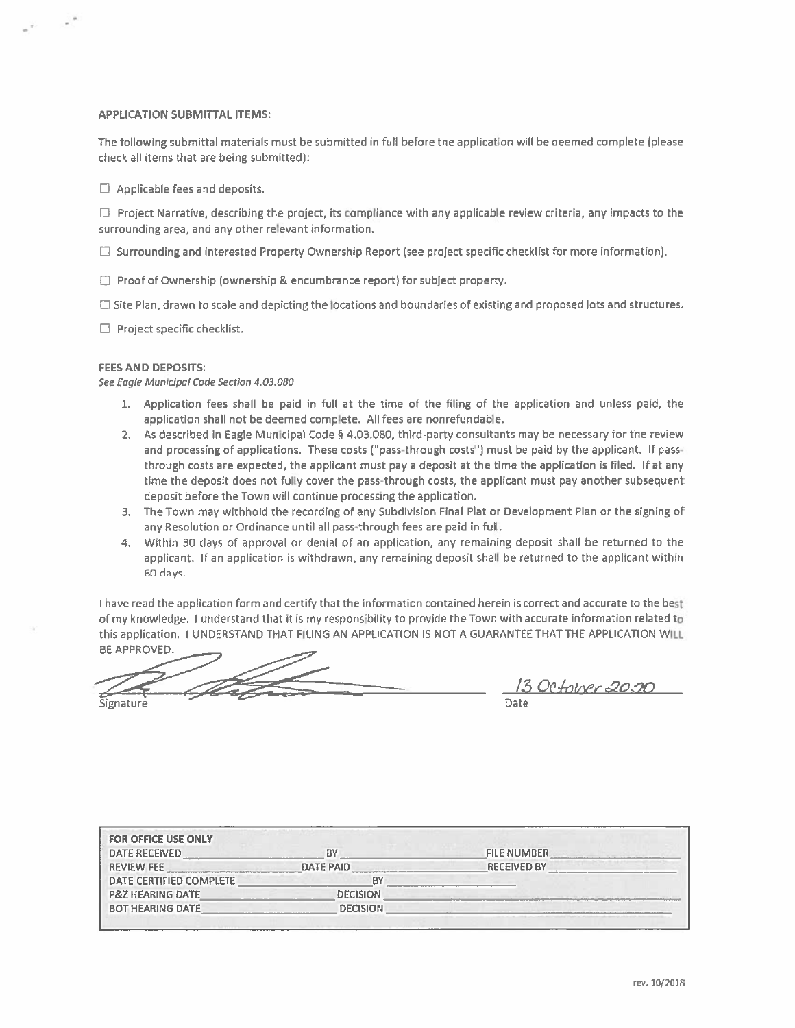### APPLICATION SUBMITTAL ITEMS:

The following submittal materials must be submitted in full before the application will be deemed complete (please check all items that are being submitted):

- ☐ Applicable fees and deposits.
- ☐ Project Narrative, describing the project, its compliance with any applicable review criteria, any impacts to the surrounding area, and any other relevant information.
- ☐ Surrounding and interested Property Ownership Report (see project specific checklist for more information).
- ☐ Proof of Ownership (ownership & encumbrance report) for subject property.
- ☐ Site Plan, drawn to scale and depicting the locations and boundaries of existing and proposed lots and structures.
- ☐ Project specific checklist.

### FEES AND DEPOSITS:

*See Eagle Municipal Code Section 4.03.080*

1. Application fees shall be paid in full at the time of the filing of the application and unless paid, the application shall not be deemed complete. All fees are nonrefundable.
2. As described in Eagle Municipal Code § 4.03.080, third-party consultants may be necessary for the review and processing of applications. These costs ("pass-through costs") must be paid by the applicant. If pass-through costs are expected, the applicant must pay a deposit at the time the application is filed. If at any time the deposit does not fully cover the pass-through costs, the applicant must pay another subsequent deposit before the Town will continue processing the application.
3. The Town may withhold the recording of any Subdivision Final Plat or Development Plan or the signing of any Resolution or Ordinance until all pass-through fees are paid in full.
4. Within 30 days of approval or denial of an application, any remaining deposit shall be returned to the applicant. If an application is withdrawn, any remaining deposit shall be returned to the applicant within 60 days.

I have read the application form and certify that the information contained herein is correct and accurate to the best of my knowledge. I understand that it is my responsibility to provide the Town with accurate information related to this application. I UNDERSTAND THAT FILING AN APPLICATION IS NOT A GUARANTEE THAT THE APPLICATION WILL BE APPROVED.

[Signature] — Signature

13 October 2020 — Date

| FOR OFFICE USE ONLY | | | | | |
|---|---|---|---|---|---|
| DATE RECEIVED | | BY | | FILE NUMBER | |
| REVIEW FEE | | DATE PAID | | RECEIVED BY | |
| DATE CERTIFIED COMPLETE | | BY | | | |
| P&Z HEARING DATE | | DECISION | | | |
| BOT HEARING DATE | | DECISION | | | |

rev. 10/2018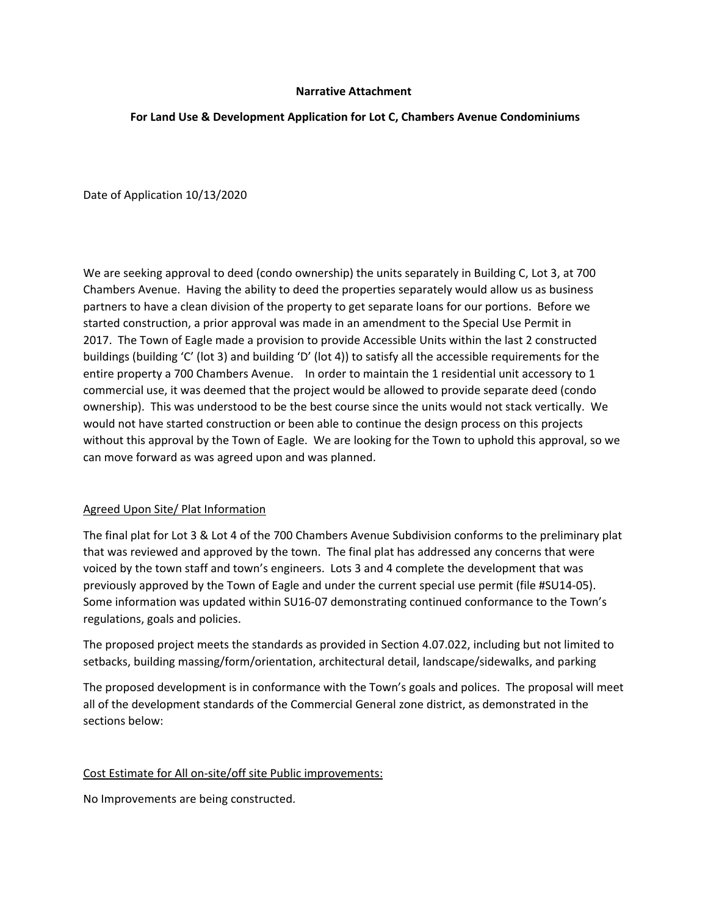**Narrative Attachment**

**For Land Use & Development Application for Lot C, Chambers Avenue Condominiums**

Date of Application 10/13/2020

We are seeking approval to deed (condo ownership) the units separately in Building C, Lot 3, at 700 Chambers Avenue. Having the ability to deed the properties separately would allow us as business partners to have a clean division of the property to get separate loans for our portions. Before we started construction, a prior approval was made in an amendment to the Special Use Permit in 2017. The Town of Eagle made a provision to provide Accessible Units within the last 2 constructed buildings (building 'C' (lot 3) and building 'D' (lot 4)) to satisfy all the accessible requirements for the entire property a 700 Chambers Avenue. In order to maintain the 1 residential unit accessory to 1 commercial use, it was deemed that the project would be allowed to provide separate deed (condo ownership). This was understood to be the best course since the units would not stack vertically. We would not have started construction or been able to continue the design process on this projects without this approval by the Town of Eagle. We are looking for the Town to uphold this approval, so we can move forward as was agreed upon and was planned.

<u>Agreed Upon Site/ Plat Information</u>

The final plat for Lot 3 & Lot 4 of the 700 Chambers Avenue Subdivision conforms to the preliminary plat that was reviewed and approved by the town. The final plat has addressed any concerns that were voiced by the town staff and town's engineers. Lots 3 and 4 complete the development that was previously approved by the Town of Eagle and under the current special use permit (file #SU14-05). Some information was updated within SU16-07 demonstrating continued conformance to the Town's regulations, goals and policies.

The proposed project meets the standards as provided in Section 4.07.022, including but not limited to setbacks, building massing/form/orientation, architectural detail, landscape/sidewalks, and parking

The proposed development is in conformance with the Town's goals and polices. The proposal will meet all of the development standards of the Commercial General zone district, as demonstrated in the sections below:

<u>Cost Estimate for All on-site/off site Public improvements:</u>

No Improvements are being constructed.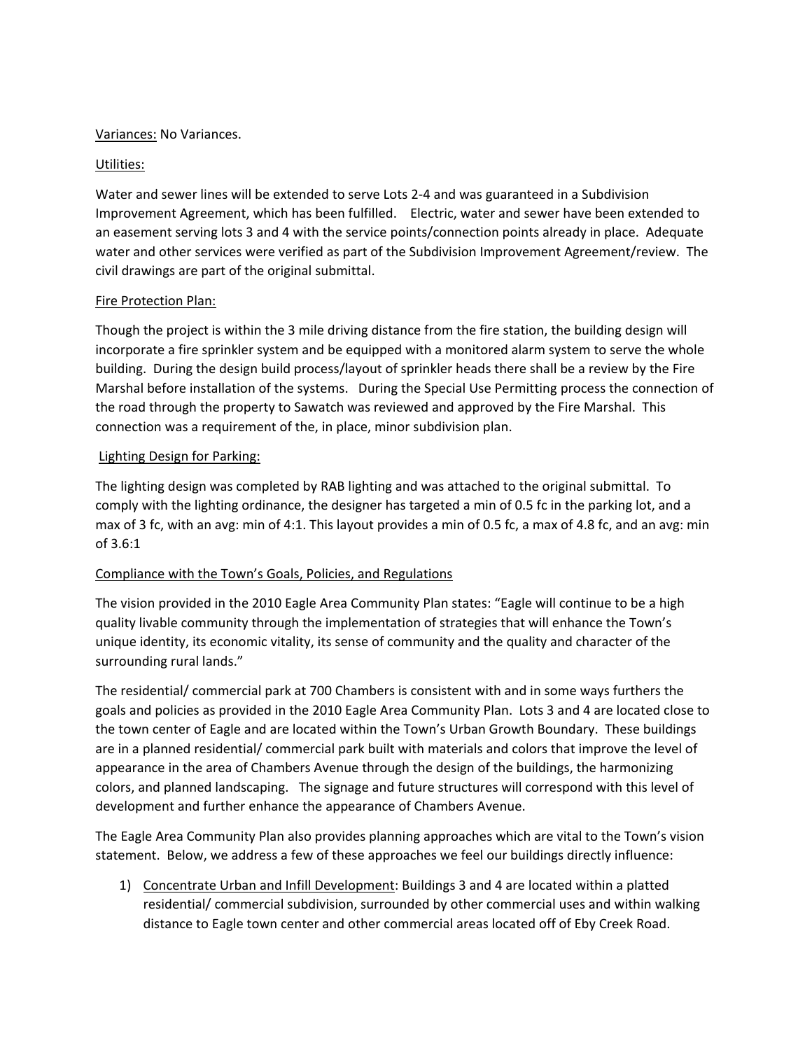Variances: No Variances.

Utilities:

Water and sewer lines will be extended to serve Lots 2-4 and was guaranteed in a Subdivision Improvement Agreement, which has been fulfilled. Electric, water and sewer have been extended to an easement serving lots 3 and 4 with the service points/connection points already in place. Adequate water and other services were verified as part of the Subdivision Improvement Agreement/review. The civil drawings are part of the original submittal.

Fire Protection Plan:

Though the project is within the 3 mile driving distance from the fire station, the building design will incorporate a fire sprinkler system and be equipped with a monitored alarm system to serve the whole building. During the design build process/layout of sprinkler heads there shall be a review by the Fire Marshal before installation of the systems. During the Special Use Permitting process the connection of the road through the property to Sawatch was reviewed and approved by the Fire Marshal. This connection was a requirement of the, in place, minor subdivision plan.

Lighting Design for Parking:

The lighting design was completed by RAB lighting and was attached to the original submittal. To comply with the lighting ordinance, the designer has targeted a min of 0.5 fc in the parking lot, and a max of 3 fc, with an avg: min of 4:1. This layout provides a min of 0.5 fc, a max of 4.8 fc, and an avg: min of 3.6:1

Compliance with the Town's Goals, Policies, and Regulations

The vision provided in the 2010 Eagle Area Community Plan states: "Eagle will continue to be a high quality livable community through the implementation of strategies that will enhance the Town's unique identity, its economic vitality, its sense of community and the quality and character of the surrounding rural lands."

The residential/ commercial park at 700 Chambers is consistent with and in some ways furthers the goals and policies as provided in the 2010 Eagle Area Community Plan. Lots 3 and 4 are located close to the town center of Eagle and are located within the Town's Urban Growth Boundary. These buildings are in a planned residential/ commercial park built with materials and colors that improve the level of appearance in the area of Chambers Avenue through the design of the buildings, the harmonizing colors, and planned landscaping. The signage and future structures will correspond with this level of development and further enhance the appearance of Chambers Avenue.

The Eagle Area Community Plan also provides planning approaches which are vital to the Town's vision statement. Below, we address a few of these approaches we feel our buildings directly influence:

1) Concentrate Urban and Infill Development: Buildings 3 and 4 are located within a platted residential/ commercial subdivision, surrounded by other commercial uses and within walking distance to Eagle town center and other commercial areas located off of Eby Creek Road.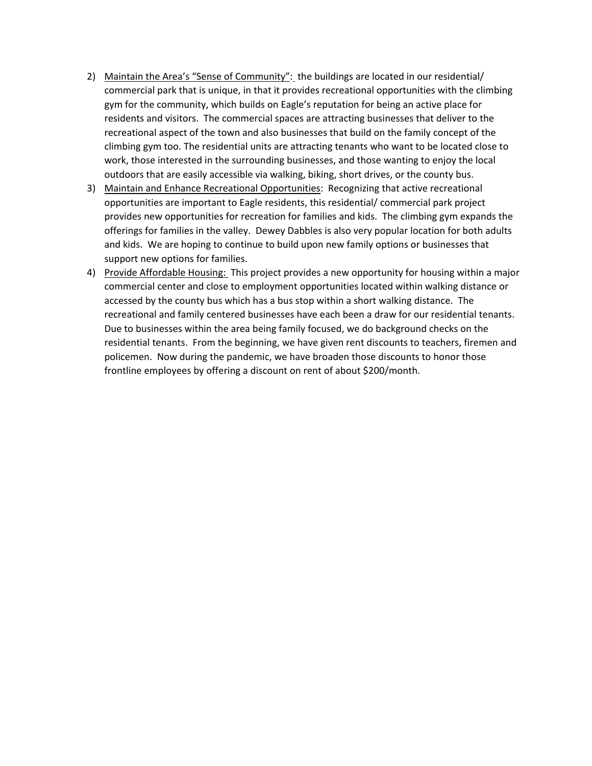2) Maintain the Area's "Sense of Community": the buildings are located in our residential/ commercial park that is unique, in that it provides recreational opportunities with the climbing gym for the community, which builds on Eagle's reputation for being an active place for residents and visitors. The commercial spaces are attracting businesses that deliver to the recreational aspect of the town and also businesses that build on the family concept of the climbing gym too. The residential units are attracting tenants who want to be located close to work, those interested in the surrounding businesses, and those wanting to enjoy the local outdoors that are easily accessible via walking, biking, short drives, or the county bus.
3) Maintain and Enhance Recreational Opportunities: Recognizing that active recreational opportunities are important to Eagle residents, this residential/ commercial park project provides new opportunities for recreation for families and kids. The climbing gym expands the offerings for families in the valley. Dewey Dabbles is also very popular location for both adults and kids. We are hoping to continue to build upon new family options or businesses that support new options for families.
4) Provide Affordable Housing: This project provides a new opportunity for housing within a major commercial center and close to employment opportunities located within walking distance or accessed by the county bus which has a bus stop within a short walking distance. The recreational and family centered businesses have each been a draw for our residential tenants. Due to businesses within the area being family focused, we do background checks on the residential tenants. From the beginning, we have given rent discounts to teachers, firemen and policemen. Now during the pandemic, we have broaden those discounts to honor those frontline employees by offering a discount on rent of about $200/month.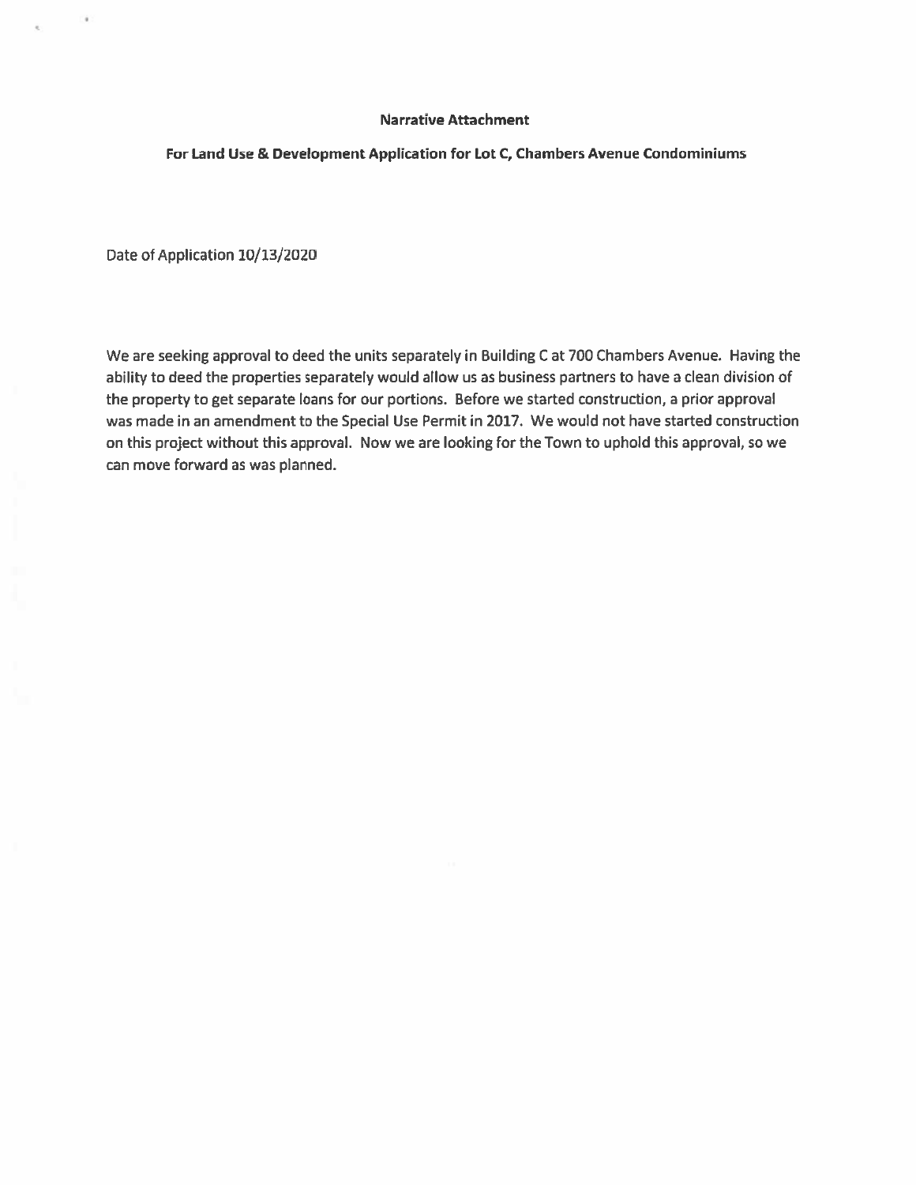**Narrative Attachment**

**For Land Use & Development Application for Lot C, Chambers Avenue Condominiums**

Date of Application 10/13/2020

We are seeking approval to deed the units separately in Building C at 700 Chambers Avenue. Having the ability to deed the properties separately would allow us as business partners to have a clean division of the property to get separate loans for our portions. Before we started construction, a prior approval was made in an amendment to the Special Use Permit in 2017. We would not have started construction on this project without this approval. Now we are looking for the Town to uphold this approval, so we can move forward as was planned.